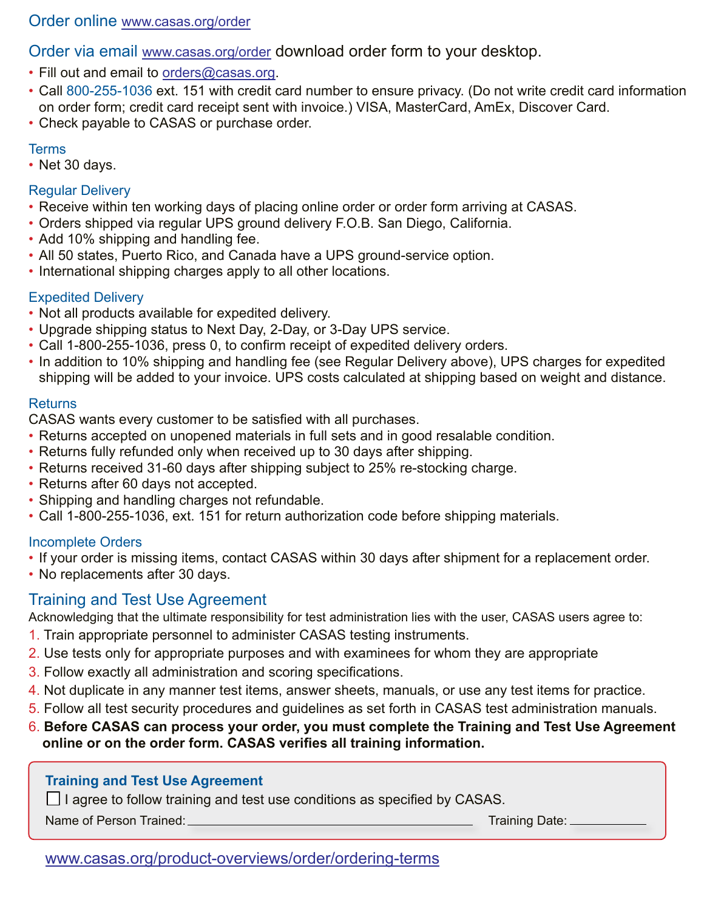## Order online www.casas.org/order

## Order via email www.casas.org/order download order form to your desktop.

- Fill out and email to orders@casas.org.
- Call 800-255-1036 ext. 151 with credit card number to ensure privacy. (Do not write credit card information on order form; credit card receipt sent with invoice.) VISA, MasterCard, AmEx, Discover Card.
- Check payable to CASAS or purchase order.

### Terms

- Net 30 days.

### Regular Delivery

- Receive within ten working days of placing online order or order form arriving at CASAS.
- Orders shipped via regular UPS ground delivery F.O.B. San Diego, California.
- Add 10% shipping and handling fee.
- All 50 states, Puerto Rico, and Canada have a UPS ground-service option.
- International shipping charges apply to all other locations.

### Expedited Delivery

- Not all products available for expedited delivery.
- Upgrade shipping status to Next Day, 2-Day, or 3-Day UPS service.
- Call 1-800-255-1036, press 0, to confirm receipt of expedited delivery orders.
- In addition to 10% shipping and handling fee (see Regular Delivery above), UPS charges for expedited shipping will be added to your invoice. UPS costs calculated at shipping based on weight and distance.

### Returns

CASAS wants every customer to be satisfied with all purchases.

- Returns accepted on unopened materials in full sets and in good resalable condition.
- Returns fully refunded only when received up to 30 days after shipping.
- Returns received 31-60 days after shipping subject to 25% re-stocking charge.
- Returns after 60 days not accepted.
- Shipping and handling charges not refundable.
- Call 1-800-255-1036, ext. 151 for return authorization code before shipping materials.

### Incomplete Orders

- If your order is missing items, contact CASAS within 30 days after shipment for a replacement order.
- No replacements after 30 days.

## Training and Test Use Agreement

Acknowledging that the ultimate responsibility for test administration lies with the user, CASAS users agree to:

1. Train appropriate personnel to administer CASAS testing instruments.
2. Use tests only for appropriate purposes and with examinees for whom they are appropriate
3. Follow exactly all administration and scoring specifications.
4. Not duplicate in any manner test items, answer sheets, manuals, or use any test items for practice.
5. Follow all test security procedures and guidelines as set forth in CASAS test administration manuals.
6. **Before CASAS can process your order, you must complete the Training and Test Use Agreement online or on the order form. CASAS verifies all training information.**

**Training and Test Use Agreement**

☐ I agree to follow training and test use conditions as specified by CASAS.

Name of Person Trained: ______________________________ Training Date: __________

www.casas.org/product-overviews/order/ordering-terms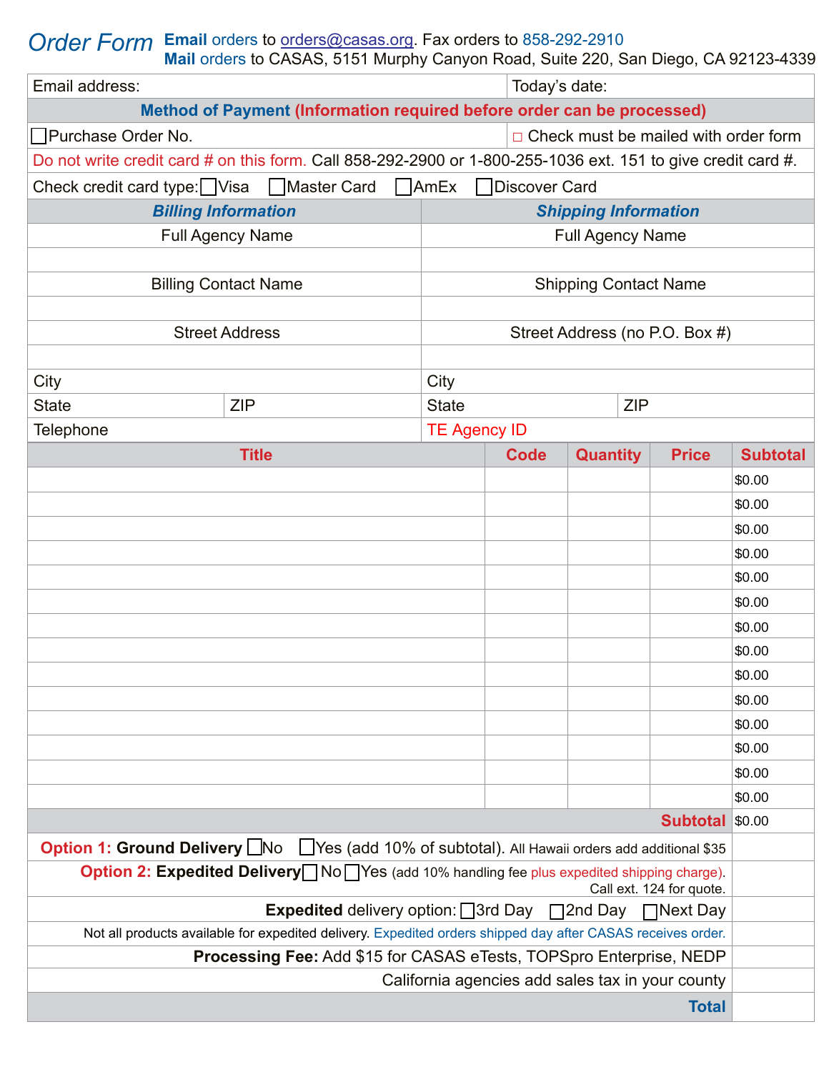# Order Form

**Email** orders to orders@casas.org. Fax orders to 858-292-2910
**Mail** orders to CASAS, 5151 Murphy Canyon Road, Suite 220, San Diego, CA 92123-4339

| | |
|---|---|
| Email address: | Today's date: |
| **Method of Payment (Information required before order can be processed)** | |
| ☐ Purchase Order No. | ☐ Check must be mailed with order form |
| Do not write credit card # on this form. Call 858-292-2900 or 1-800-255-1036 ext. 151 to give credit card #. | |
| Check credit card type: ☐ Visa ☐ Master Card ☐ AmEx ☐ Discover Card | |
| ***Billing Information*** | ***Shipping Information*** |
| Full Agency Name | Full Agency Name |
| | |
| Billing Contact Name | Shipping Contact Name |
| | |
| Street Address | Street Address (no P.O. Box #) |
| | |
| City | City |
| State ZIP | State ZIP |
| Telephone | TE Agency ID |

| Title | Code | Quantity | Price | Subtotal |
|---|---|---|---|---|
| | | | | $0.00 |
| | | | | $0.00 |
| | | | | $0.00 |
| | | | | $0.00 |
| | | | | $0.00 |
| | | | | $0.00 |
| | | | | $0.00 |
| | | | | $0.00 |
| | | | | $0.00 |
| | | | | $0.00 |
| | | | | $0.00 |
| | | | | $0.00 |
| | | | | $0.00 |
| | | | | $0.00 |
| | | | **Subtotal** | $0.00 |

| | |
|---|---|
| **Option 1: Ground Delivery** ☐ No ☐ Yes (add 10% of subtotal). All Hawaii orders add additional $35 | |
| **Option 2: Expedited Delivery** ☐ No ☐ Yes (add 10% handling fee plus expedited shipping charge). Call ext. 124 for quote. | |
| **Expedited** delivery option: ☐ 3rd Day ☐ 2nd Day ☐ Next Day | |
| Not all products available for expedited delivery. Expedited orders shipped day after CASAS receives order. | |
| **Processing Fee:** Add $15 for CASAS eTests, TOPSpro Enterprise, NEDP | |
| California agencies add sales tax in your county | |
| **Total** | |